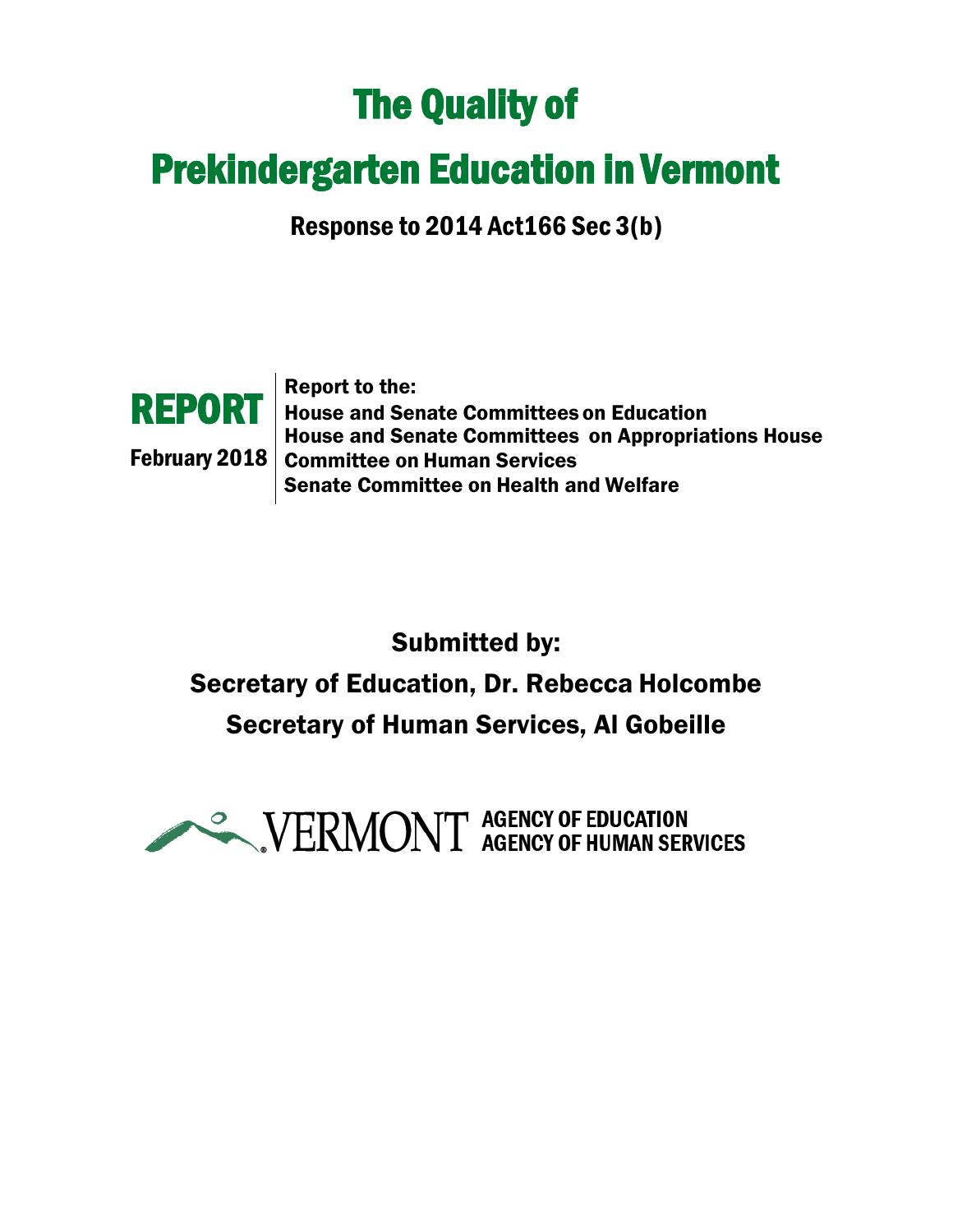# The Quality of

# Prekindergarten Education in Vermont

## Response to 2014 Act166 Sec 3(b)

**REPORT**

**February 2018**

**Report to the:**
**House and Senate Committees on Education**
**House and Senate Committees on Appropriations House Committee on Human Services**
**Senate Committee on Health and Welfare**

**Submitted by:**

**Secretary of Education, Dr. Rebecca Holcombe**

**Secretary of Human Services, Al Gobeille**

VERMONT AGENCY OF EDUCATION
AGENCY OF HUMAN SERVICES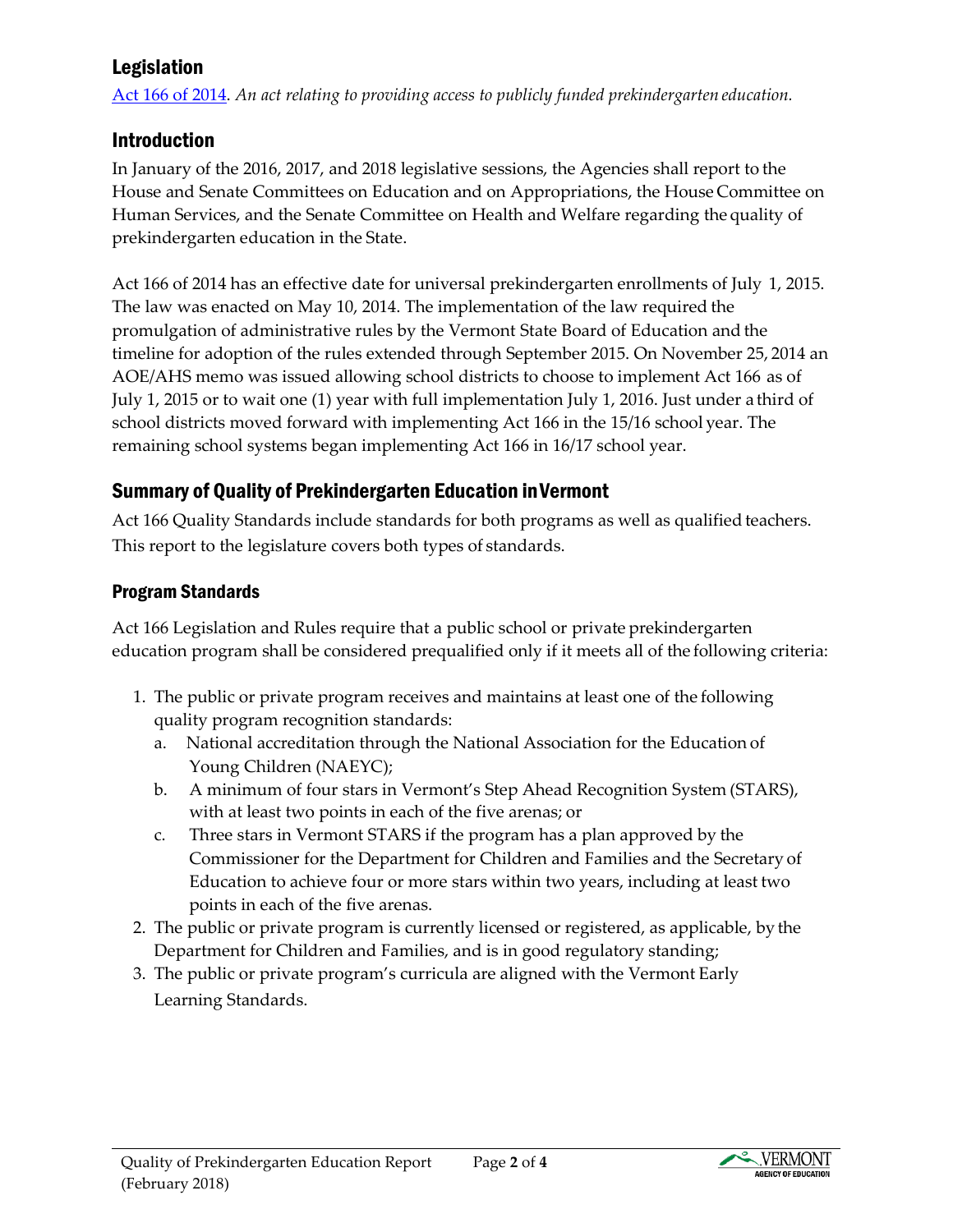## Legislation

[Act 166 of 2014](). *An act relating to providing access to publicly funded prekindergarten education.*

## Introduction

In January of the 2016, 2017, and 2018 legislative sessions, the Agencies shall report to the House and Senate Committees on Education and on Appropriations, the House Committee on Human Services, and the Senate Committee on Health and Welfare regarding the quality of prekindergarten education in the State.

Act 166 of 2014 has an effective date for universal prekindergarten enrollments of July 1, 2015. The law was enacted on May 10, 2014. The implementation of the law required the promulgation of administrative rules by the Vermont State Board of Education and the timeline for adoption of the rules extended through September 2015. On November 25, 2014 an AOE/AHS memo was issued allowing school districts to choose to implement Act 166 as of July 1, 2015 or to wait one (1) year with full implementation July 1, 2016. Just under a third of school districts moved forward with implementing Act 166 in the 15/16 school year. The remaining school systems began implementing Act 166 in 16/17 school year.

## Summary of Quality of Prekindergarten Education in Vermont

Act 166 Quality Standards include standards for both programs as well as qualified teachers. This report to the legislature covers both types of standards.

### Program Standards

Act 166 Legislation and Rules require that a public school or private prekindergarten education program shall be considered prequalified only if it meets all of the following criteria:

1. The public or private program receives and maintains at least one of the following quality program recognition standards:
   a. National accreditation through the National Association for the Education of Young Children (NAEYC);
   b. A minimum of four stars in Vermont's Step Ahead Recognition System (STARS), with at least two points in each of the five arenas; or
   c. Three stars in Vermont STARS if the program has a plan approved by the Commissioner for the Department for Children and Families and the Secretary of Education to achieve four or more stars within two years, including at least two points in each of the five arenas.
2. The public or private program is currently licensed or registered, as applicable, by the Department for Children and Families, and is in good regulatory standing;
3. The public or private program's curricula are aligned with the Vermont Early Learning Standards.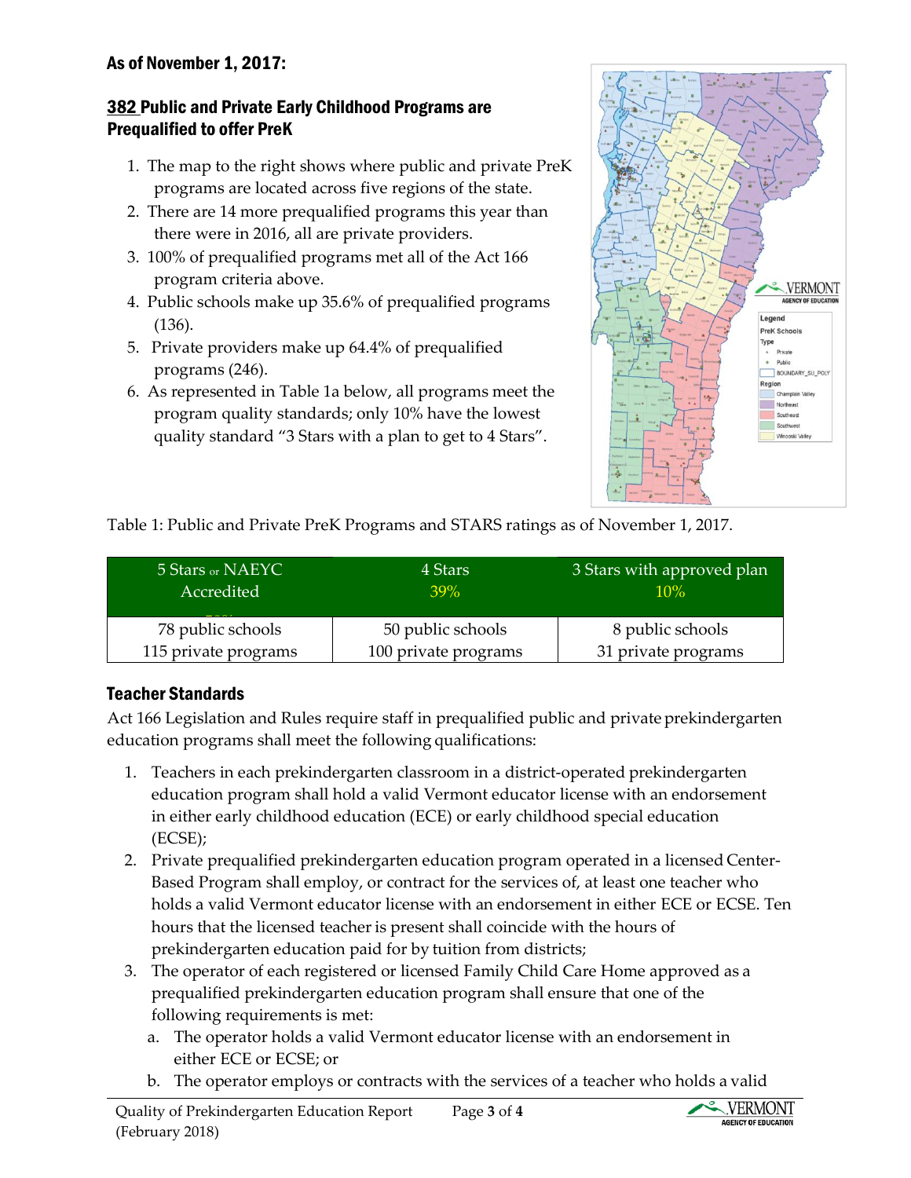**As of November 1, 2017:**

**382 Public and Private Early Childhood Programs are Prequalified to offer PreK**

1. The map to the right shows where public and private PreK programs are located across five regions of the state.
2. There are 14 more prequalified programs this year than there were in 2016, all are private providers.
3. 100% of prequalified programs met all of the Act 166 program criteria above.
4. Public schools make up 35.6% of prequalified programs (136).
5. Private providers make up 64.4% of prequalified programs (246).
6. As represented in Table 1a below, all programs meet the program quality standards; only 10% have the lowest quality standard "3 Stars with a plan to get to 4 Stars".

Table 1: Public and Private PreK Programs and STARS ratings as of November 1, 2017.

| 5 Stars or NAEYC Accredited | 4 Stars 39% | 3 Stars with approved plan 10% |
|---|---|---|
| 78 public schools 115 private programs | 50 public schools 100 private programs | 8 public schools 31 private programs |

## Teacher Standards

Act 166 Legislation and Rules require staff in prequalified public and private prekindergarten education programs shall meet the following qualifications:

1. Teachers in each prekindergarten classroom in a district-operated prekindergarten education program shall hold a valid Vermont educator license with an endorsement in either early childhood education (ECE) or early childhood special education (ECSE);
2. Private prequalified prekindergarten education program operated in a licensed Center-Based Program shall employ, or contract for the services of, at least one teacher who holds a valid Vermont educator license with an endorsement in either ECE or ECSE. Ten hours that the licensed teacher is present shall coincide with the hours of prekindergarten education paid for by tuition from districts;
3. The operator of each registered or licensed Family Child Care Home approved as a prequalified prekindergarten education program shall ensure that one of the following requirements is met:
   a. The operator holds a valid Vermont educator license with an endorsement in either ECE or ECSE; or
   b. The operator employs or contracts with the services of a teacher who holds a valid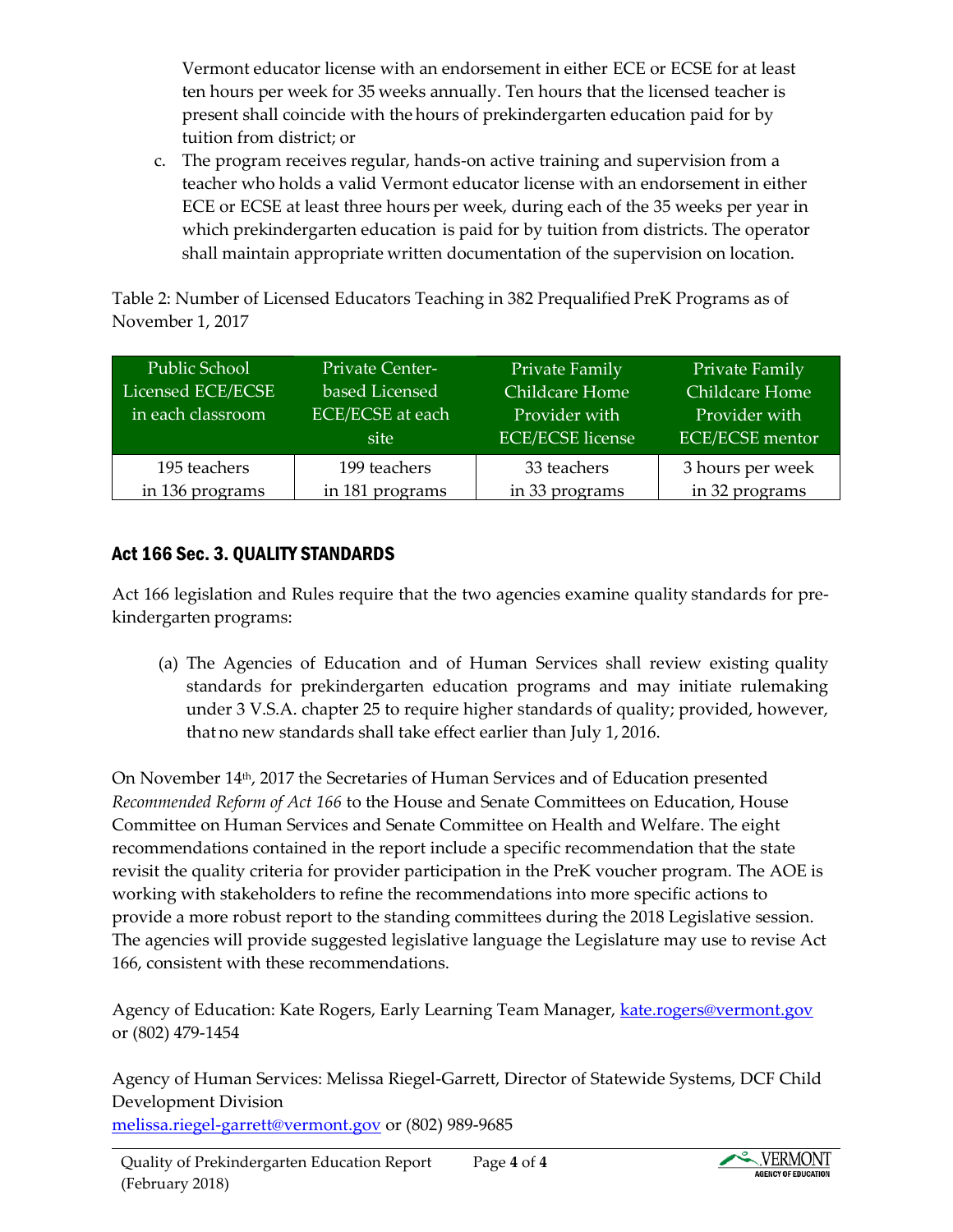Vermont educator license with an endorsement in either ECE or ECSE for at least ten hours per week for 35 weeks annually. Ten hours that the licensed teacher is present shall coincide with the hours of prekindergarten education paid for by tuition from district; or

c. The program receives regular, hands-on active training and supervision from a teacher who holds a valid Vermont educator license with an endorsement in either ECE or ECSE at least three hours per week, during each of the 35 weeks per year in which prekindergarten education is paid for by tuition from districts. The operator shall maintain appropriate written documentation of the supervision on location.

Table 2: Number of Licensed Educators Teaching in 382 Prequalified PreK Programs as of November 1, 2017

| Public School Licensed ECE/ECSE in each classroom | Private Center-based Licensed ECE/ECSE at each site | Private Family Childcare Home Provider with ECE/ECSE license | Private Family Childcare Home Provider with ECE/ECSE mentor |
|---|---|---|---|
| 195 teachers in 136 programs | 199 teachers in 181 programs | 33 teachers in 33 programs | 3 hours per week in 32 programs |

## Act 166 Sec. 3. QUALITY STANDARDS

Act 166 legislation and Rules require that the two agencies examine quality standards for pre-kindergarten programs:

(a) The Agencies of Education and of Human Services shall review existing quality standards for prekindergarten education programs and may initiate rulemaking under 3 V.S.A. chapter 25 to require higher standards of quality; provided, however, that no new standards shall take effect earlier than July 1, 2016.

On November 14th, 2017 the Secretaries of Human Services and of Education presented *Recommended Reform of Act 166* to the House and Senate Committees on Education, House Committee on Human Services and Senate Committee on Health and Welfare. The eight recommendations contained in the report include a specific recommendation that the state revisit the quality criteria for provider participation in the PreK voucher program. The AOE is working with stakeholders to refine the recommendations into more specific actions to provide a more robust report to the standing committees during the 2018 Legislative session. The agencies will provide suggested legislative language the Legislature may use to revise Act 166, consistent with these recommendations.

Agency of Education: Kate Rogers, Early Learning Team Manager, kate.rogers@vermont.gov or (802) 479-1454

Agency of Human Services: Melissa Riegel-Garrett, Director of Statewide Systems, DCF Child Development Division
melissa.riegel-garrett@vermont.gov or (802) 989-9685